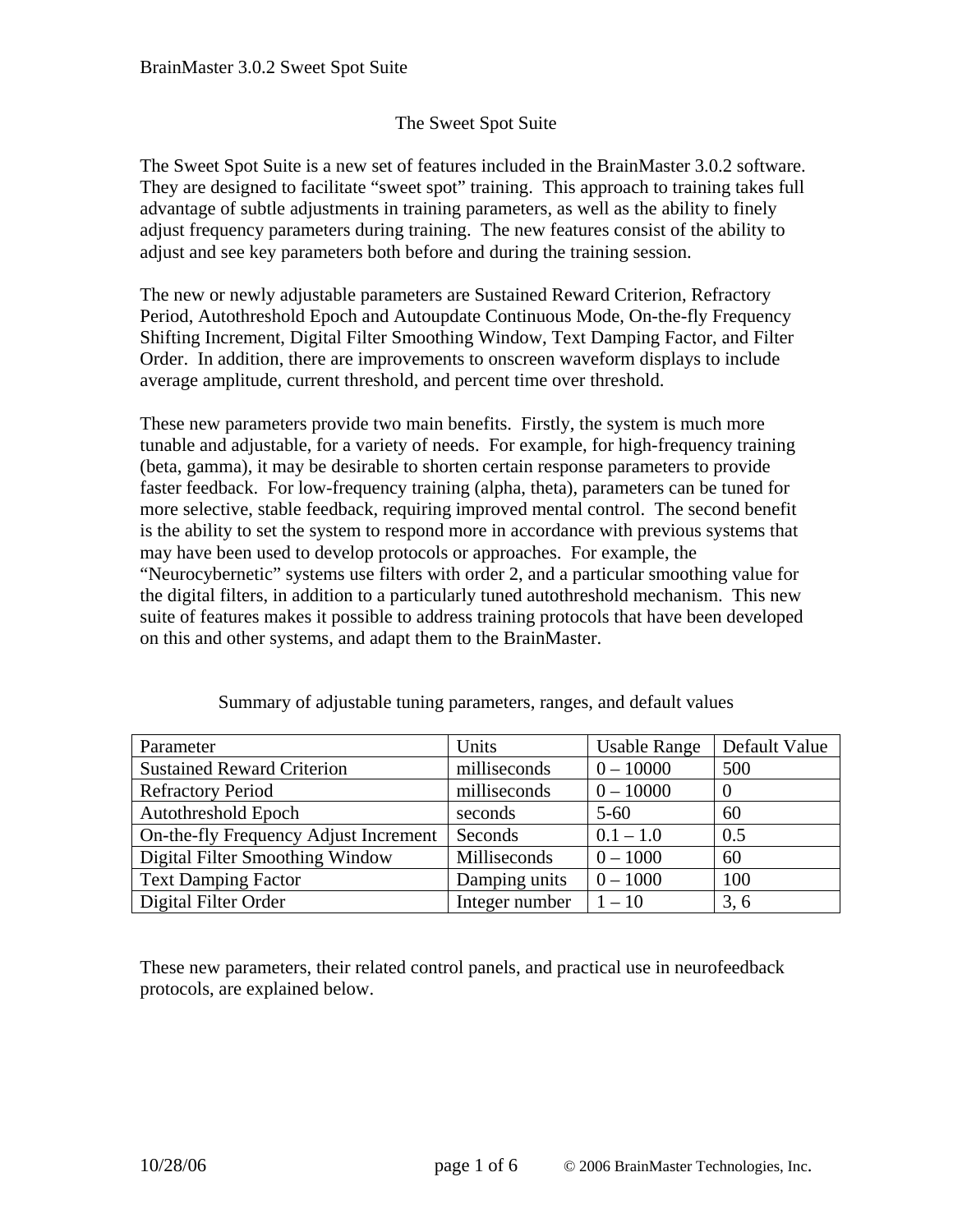# The Sweet Spot Suite

The Sweet Spot Suite is a new set of features included in the BrainMaster 3.0.2 software. They are designed to facilitate "sweet spot" training. This approach to training takes full advantage of subtle adjustments in training parameters, as well as the ability to finely adjust frequency parameters during training. The new features consist of the ability to adjust and see key parameters both before and during the training session.

The new or newly adjustable parameters are Sustained Reward Criterion, Refractory Period, Autothreshold Epoch and Autoupdate Continuous Mode, On-the-fly Frequency Shifting Increment, Digital Filter Smoothing Window, Text Damping Factor, and Filter Order. In addition, there are improvements to onscreen waveform displays to include average amplitude, current threshold, and percent time over threshold.

These new parameters provide two main benefits. Firstly, the system is much more tunable and adjustable, for a variety of needs. For example, for high-frequency training (beta, gamma), it may be desirable to shorten certain response parameters to provide faster feedback. For low-frequency training (alpha, theta), parameters can be tuned for more selective, stable feedback, requiring improved mental control. The second benefit is the ability to set the system to respond more in accordance with previous systems that may have been used to develop protocols or approaches. For example, the "Neurocybernetic" systems use filters with order 2, and a particular smoothing value for the digital filters, in addition to a particularly tuned autothreshold mechanism. This new suite of features makes it possible to address training protocols that have been developed on this and other systems, and adapt them to the BrainMaster.

Summary of adjustable tuning parameters, ranges, and default values

| Parameter | Units | Usable Range | Default Value |
| --- | --- | --- | --- |
| Sustained Reward Criterion | milliseconds | 0 – 10000 | 500 |
| Refractory Period | milliseconds | 0 – 10000 | 0 |
| Autothreshold Epoch | seconds | 5-60 | 60 |
| On-the-fly Frequency Adjust Increment | Seconds | 0.1 – 1.0 | 0.5 |
| Digital Filter Smoothing Window | Milliseconds | 0 – 1000 | 60 |
| Text Damping Factor | Damping units | 0 – 1000 | 100 |
| Digital Filter Order | Integer number | 1 – 10 | 3, 6 |

These new parameters, their related control panels, and practical use in neurofeedback protocols, are explained below.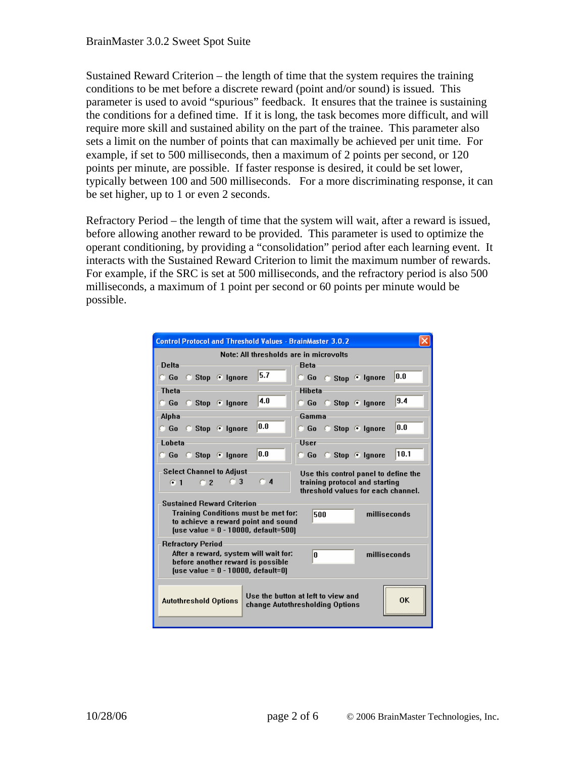Sustained Reward Criterion – the length of time that the system requires the training conditions to be met before a discrete reward (point and/or sound) is issued. This parameter is used to avoid "spurious" feedback. It ensures that the trainee is sustaining the conditions for a defined time. If it is long, the task becomes more difficult, and will require more skill and sustained ability on the part of the trainee. This parameter also sets a limit on the number of points that can maximally be achieved per unit time. For example, if set to 500 milliseconds, then a maximum of 2 points per second, or 120 points per minute, are possible. If faster response is desired, it could be set lower, typically between 100 and 500 milliseconds. For a more discriminating response, it can be set higher, up to 1 or even 2 seconds.

Refractory Period – the length of time that the system will wait, after a reward is issued, before allowing another reward to be provided. This parameter is used to optimize the operant conditioning, by providing a "consolidation" period after each learning event. It interacts with the Sustained Reward Criterion to limit the maximum number of rewards. For example, if the SRC is set at 500 milliseconds, and the refractory period is also 500 milliseconds, a maximum of 1 point per second or 60 points per minute would be possible.

**Control Protocol and Threshold Values - BrainMaster 3.0.2**

Note: All thresholds are in microvolts

| Band | Go | Stop | Ignore | Value |
|---|---|---|---|---|
| Delta | ○ | ○ | ● | 5.7 |
| Theta | ○ | ○ | ● | 4.0 |
| Alpha | ○ | ○ | ● | 0.0 |
| Lobeta | ○ | ○ | ● | 0.0 |
| Beta | ○ | ○ | ● | 0.0 |
| Hibeta | ○ | ○ | ● | 9.4 |
| Gamma | ○ | ○ | ● | 0.0 |
| User | ○ | ○ | ● | 10.1 |

Select Channel to Adjust: ● 1 ○ 2 ○ 3 ○ 4

Use this control panel to define the training protocol and starting threshold values for each channel.

Sustained Reward Criterion
Training Conditions must be met for: 500 milliseconds
to achieve a reward point and sound
(use value = 0 - 10000, default=500)

Refractory Period
After a reward, system will wait for: 0 milliseconds
before another reward is possible
(use value = 0 - 10000, default=0)

Autothreshold Options — Use the button at left to view and change Autothresholding Options

OK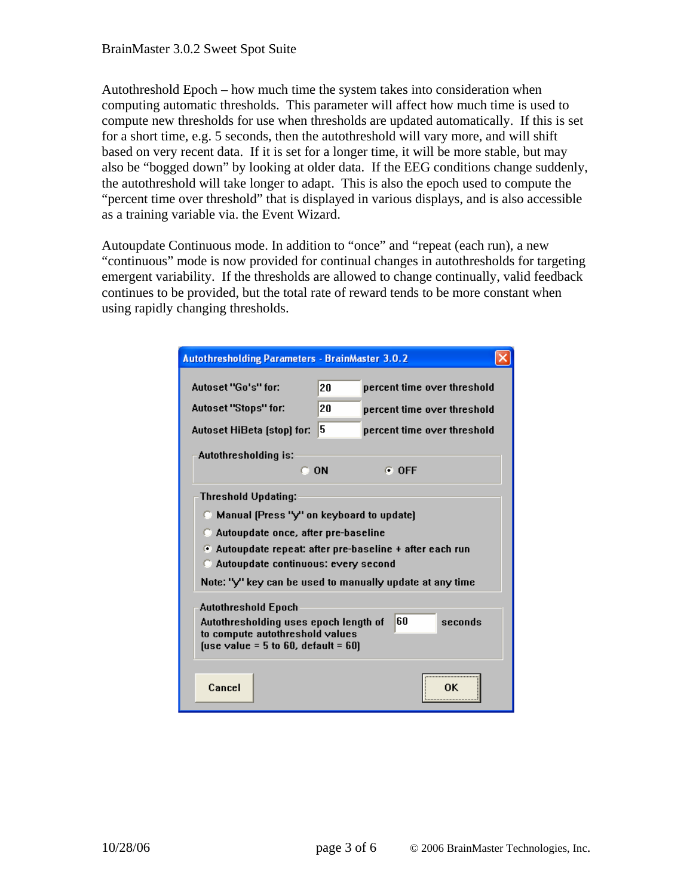Autothreshold Epoch – how much time the system takes into consideration when computing automatic thresholds. This parameter will affect how much time is used to compute new thresholds for use when thresholds are updated automatically. If this is set for a short time, e.g. 5 seconds, then the autothreshold will vary more, and will shift based on very recent data. If it is set for a longer time, it will be more stable, but may also be "bogged down" by looking at older data. If the EEG conditions change suddenly, the autothreshold will take longer to adapt. This is also the epoch used to compute the "percent time over threshold" that is displayed in various displays, and is also accessible as a training variable via. the Event Wizard.

Autoupdate Continuous mode. In addition to "once" and "repeat (each run), a new "continuous" mode is now provided for continual changes in autothresholds for targeting emergent variability. If the thresholds are allowed to change continually, valid feedback continues to be provided, but the total rate of reward tends to be more constant when using rapidly changing thresholds.

**Autothresholding Parameters - BrainMaster 3.0.2**

Autoset "Go's" for: 20 percent time over threshold

Autoset "Stops" for: 20 percent time over threshold

Autoset HiBeta (stop) for: 5 percent time over threshold

Autothresholding is:
- ( ) ON
- (•) OFF

Threshold Updating:
- ( ) Manual (Press "Y" on keyboard to update)
- ( ) Autoupdate once, after pre-baseline
- (•) Autoupdate repeat: after pre-baseline + after each run
- ( ) Autoupdate continuous: every second

Note: "Y" key can be used to manually update at any time

Autothreshold Epoch

Autothresholding uses epoch length of 60 seconds to compute autothreshold values (use value = 5 to 60, default = 60)

Cancel | OK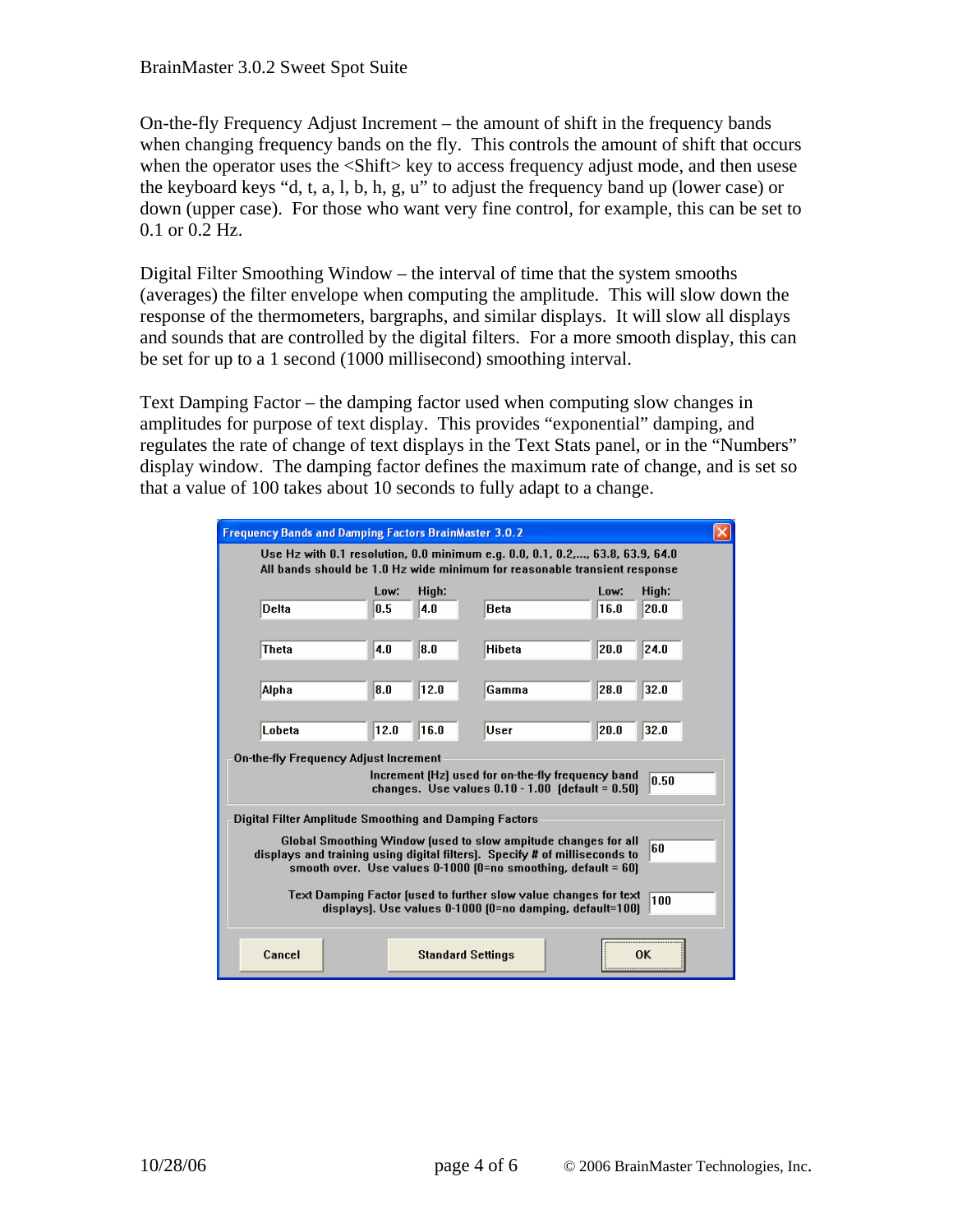On-the-fly Frequency Adjust Increment – the amount of shift in the frequency bands when changing frequency bands on the fly. This controls the amount of shift that occurs when the operator uses the <Shift> key to access frequency adjust mode, and then usese the keyboard keys "d, t, a, l, b, h, g, u" to adjust the frequency band up (lower case) or down (upper case). For those who want very fine control, for example, this can be set to 0.1 or 0.2 Hz.

Digital Filter Smoothing Window – the interval of time that the system smooths (averages) the filter envelope when computing the amplitude. This will slow down the response of the thermometers, bargraphs, and similar displays. It will slow all displays and sounds that are controlled by the digital filters. For a more smooth display, this can be set for up to a 1 second (1000 millisecond) smoothing interval.

Text Damping Factor – the damping factor used when computing slow changes in amplitudes for purpose of text display. This provides "exponential" damping, and regulates the rate of change of text displays in the Text Stats panel, or in the "Numbers" display window. The damping factor defines the maximum rate of change, and is set so that a value of 100 takes about 10 seconds to fully adapt to a change.

**Frequency Bands and Damping Factors BrainMaster 3.0.2**

Use Hz with 0.1 resolution, 0.0 minimum e.g. 0.0, 0.1, 0.2,..., 63.8, 63.9, 64.0
All bands should be 1.0 Hz wide minimum for reasonable transient response

| Band | Low: | High: | Band | Low: | High: |
|---|---|---|---|---|---|
| Delta | 0.5 | 4.0 | Beta | 16.0 | 20.0 |
| Theta | 4.0 | 8.0 | Hibeta | 20.0 | 24.0 |
| Alpha | 8.0 | 12.0 | Gamma | 28.0 | 32.0 |
| Lobeta | 12.0 | 16.0 | User | 20.0 | 32.0 |

On-the-fly Frequency Adjust Increment

Increment (Hz) used for on-the-fly frequency band changes. Use values 0.10 - 1.00 (default = 0.50): 0.50

Digital Filter Amplitude Smoothing and Damping Factors

Global Smoothing Window (used to slow amplitude changes for all displays and training using digital filters). Specify # of milliseconds to smooth over. Use values 0-1000 (0=no smoothing, default = 60): 60

Text Damping Factor (used to further slow value changes for text displays). Use values 0-1000 (0=no damping, default=100): 100

Cancel | Standard Settings | OK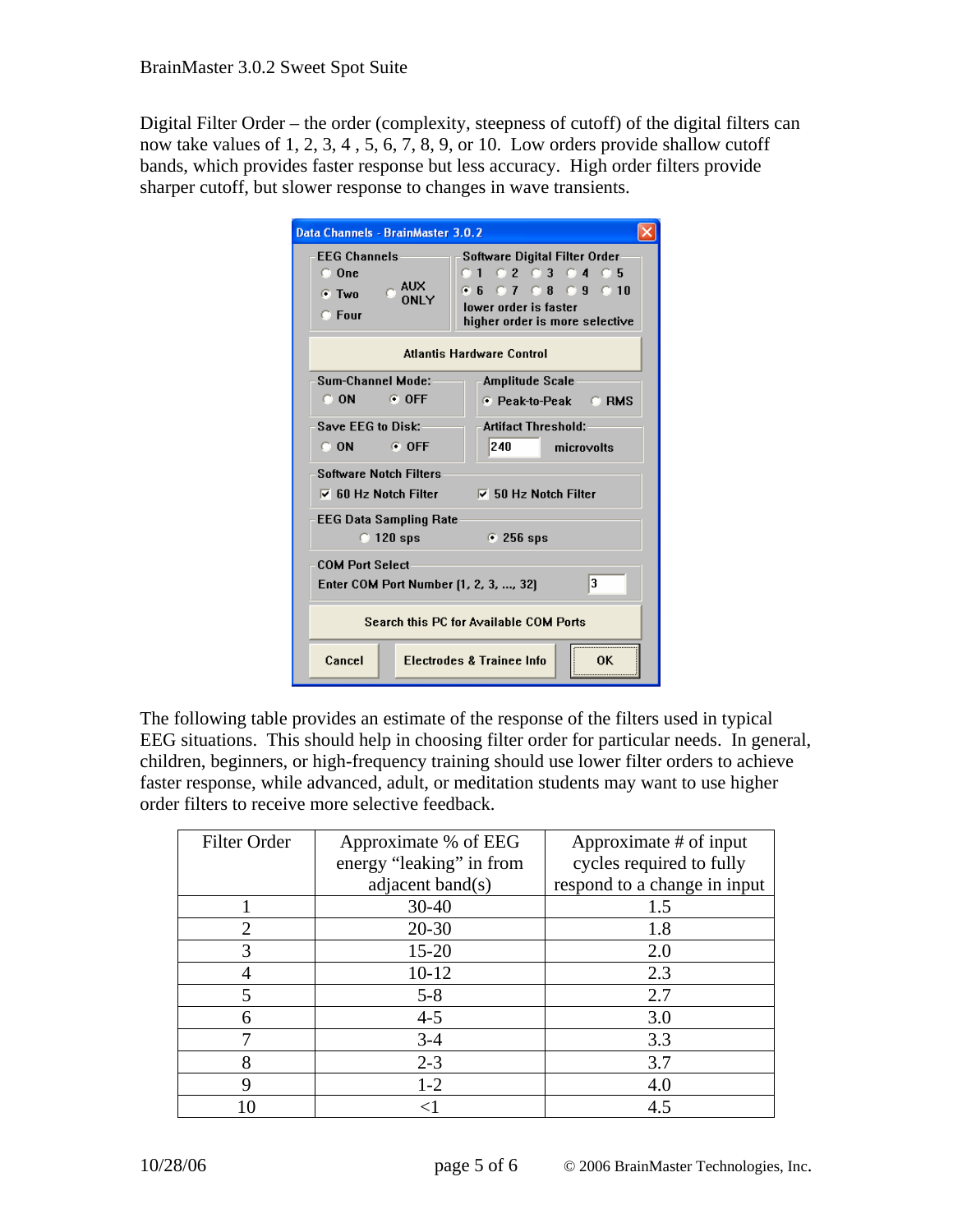Digital Filter Order – the order (complexity, steepness of cutoff) of the digital filters can now take values of 1, 2, 3, 4 , 5, 6, 7, 8, 9, or 10. Low orders provide shallow cutoff bands, which provides faster response but less accuracy. High order filters provide sharper cutoff, but slower response to changes in wave transients.

The following table provides an estimate of the response of the filters used in typical EEG situations. This should help in choosing filter order for particular needs. In general, children, beginners, or high-frequency training should use lower filter orders to achieve faster response, while advanced, adult, or meditation students may want to use higher order filters to receive more selective feedback.

| Filter Order | Approximate % of EEG energy "leaking" in from adjacent band(s) | Approximate # of input cycles required to fully respond to a change in input |
|---|---|---|
| 1 | 30-40 | 1.5 |
| 2 | 20-30 | 1.8 |
| 3 | 15-20 | 2.0 |
| 4 | 10-12 | 2.3 |
| 5 | 5-8 | 2.7 |
| 6 | 4-5 | 3.0 |
| 7 | 3-4 | 3.3 |
| 8 | 2-3 | 3.7 |
| 9 | 1-2 | 4.0 |
| 10 | <1 | 4.5 |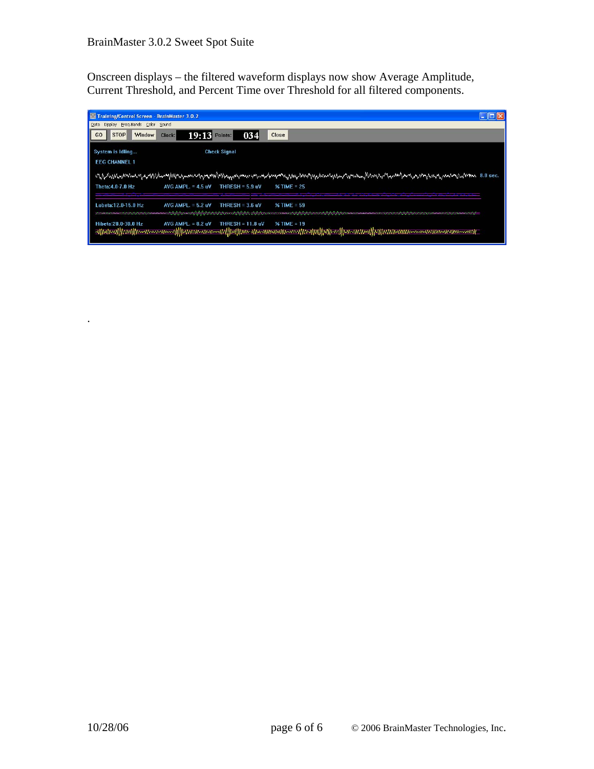Onscreen displays – the filtered waveform displays now show Average Amplitude, Current Threshold, and Percent Time over Threshold for all filtered components.

Training/Control Screen - BrainMaster 3.0.2

Data Display Freq.Bands Color Sound

GO STOP Window Clock: 19:13 Points: 034 Close

System is Idling...

Check Signal

EEG CHANNEL 1

8.0 sec.

Theta:4.0-7.0 Hz AVG AMPL. = 4.5 uV THRESH = 5.9 uV % TIME = 25

Lobeta:12.0-15.0 Hz AVG AMPL. = 5.2 uV THRESH = 3.6 uV % TIME = 59

Hibeta:20.0-30.0 Hz AVG AMPL. = 8.2 uV THRESH = 11.8 uV % TIME = 19

.